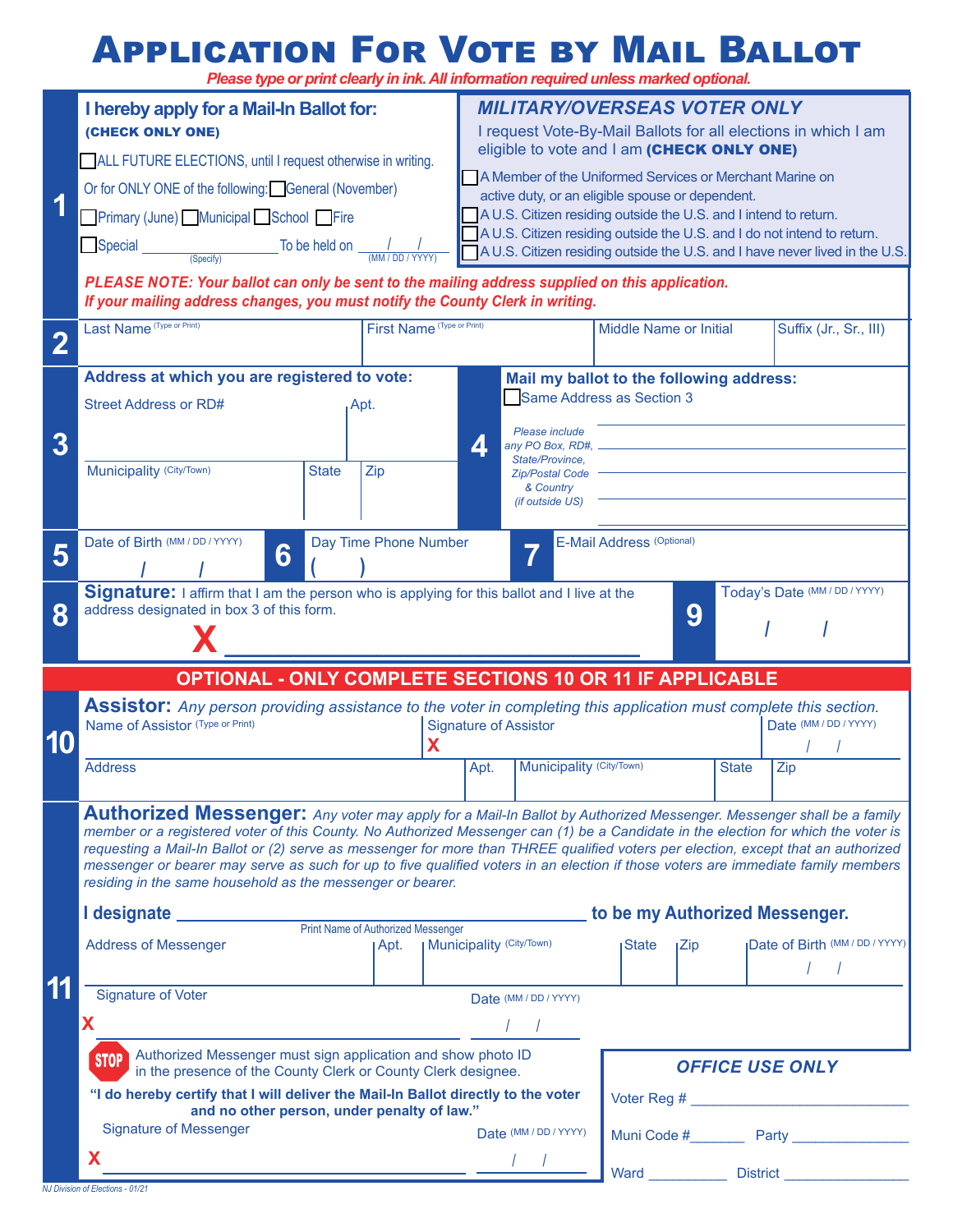# Application For Vote by Mail Ballot

*Please type or print clearly in ink. All information required unless marked optional.*

## 1

**I hereby apply for a Mail-In Ballot for:**
**(CHECK ONLY ONE)**

☐ ALL FUTURE ELECTIONS, until I request otherwise in writing.

Or for ONLY ONE of the following: ☐ General (November)

☐ Primary (June) ☐ Municipal ☐ School ☐ Fire

☐ Special ______________ (Specify) To be held on ___/___/___ (MM / DD / YYYY)

**MILITARY/OVERSEAS VOTER ONLY**

I request Vote-By-Mail Ballots for all elections in which I am eligible to vote and I am **(CHECK ONLY ONE)**

☐ A Member of the Uniformed Services or Merchant Marine on active duty, or an eligible spouse or dependent.

☐ A U.S. Citizen residing outside the U.S. and I intend to return.

☐ A U.S. Citizen residing outside the U.S. and I do not intend to return.

☐ A U.S. Citizen residing outside the U.S. and I have never lived in the U.S.

***PLEASE NOTE: Your ballot can only be sent to the mailing address supplied on this application. If your mailing address changes, you must notify the County Clerk in writing.***

## 2

| Last Name (Type or Print) | First Name (Type or Print) | Middle Name or Initial | Suffix (Jr., Sr., III) |
|---|---|---|---|
| | | | |

## 3

**Address at which you are registered to vote:**

| Street Address or RD# | Apt. | |
|---|---|---|
| | | |
| **Municipality** (City/Town) | **State** | **Zip** |
| | | |

## 4

**Mail my ballot to the following address:**

☐ Same Address as Section 3

*Please include any PO Box, RD#, State/Province, Zip/Postal Code & Country (if outside US)*

______________________________

______________________________

______________________________

______________________________

## 5

Date of Birth (MM / DD / YYYY) ___/___/___

## 6

Day Time Phone Number (   )

## 7

E-Mail Address (Optional)

## 8

**Signature:** I affirm that I am the person who is applying for this ballot and I live at the address designated in box 3 of this form.

X ______________________________

## 9

Today's Date (MM / DD / YYYY) ___/___/___

---

## OPTIONAL - ONLY COMPLETE SECTIONS 10 OR 11 IF APPLICABLE

## 10

**Assistor:** *Any person providing assistance to the voter in completing this application must complete this section.*

| Name of Assistor (Type or Print) | | Signature of Assistor | | Date (MM / DD / YYYY) |
|---|---|---|---|---|
| | | X | | / / |
| **Address** | **Apt.** | **Municipality** (City/Town) | **State** | **Zip** |
| | | | | |

## 11

**Authorized Messenger:** *Any voter may apply for a Mail-In Ballot by Authorized Messenger. Messenger shall be a family member or a registered voter of this County. No Authorized Messenger can (1) be a Candidate in the election for which the voter is requesting a Mail-In Ballot or (2) serve as messenger for more than THREE qualified voters per election, except that an authorized messenger or bearer may serve as such for up to five qualified voters in an election if those voters are immediate family members residing in the same household as the messenger or bearer.*

**I designate** ______________________________ **to be my Authorized Messenger.**
Print Name of Authorized Messenger

| Address of Messenger | Apt. | Municipality (City/Town) | State | Zip | Date of Birth (MM / DD / YYYY) |
|---|---|---|---|---|---|
| | | | | | / / |

Signature of Voter X ______________________________ Date (MM / DD / YYYY) ___/___/___

**STOP** Authorized Messenger must sign application and show photo ID in the presence of the County Clerk or County Clerk designee.

**"I do hereby certify that I will deliver the Mail-In Ballot directly to the voter and no other person, under penalty of law."**

Signature of Messenger X ______________________________ Date (MM / DD / YYYY) ___/___/___

**OFFICE USE ONLY**

Voter Reg # ______________________________

Muni Code # _______ Party _______________

Ward __________ District ________________

NJ Division of Elections - 01/21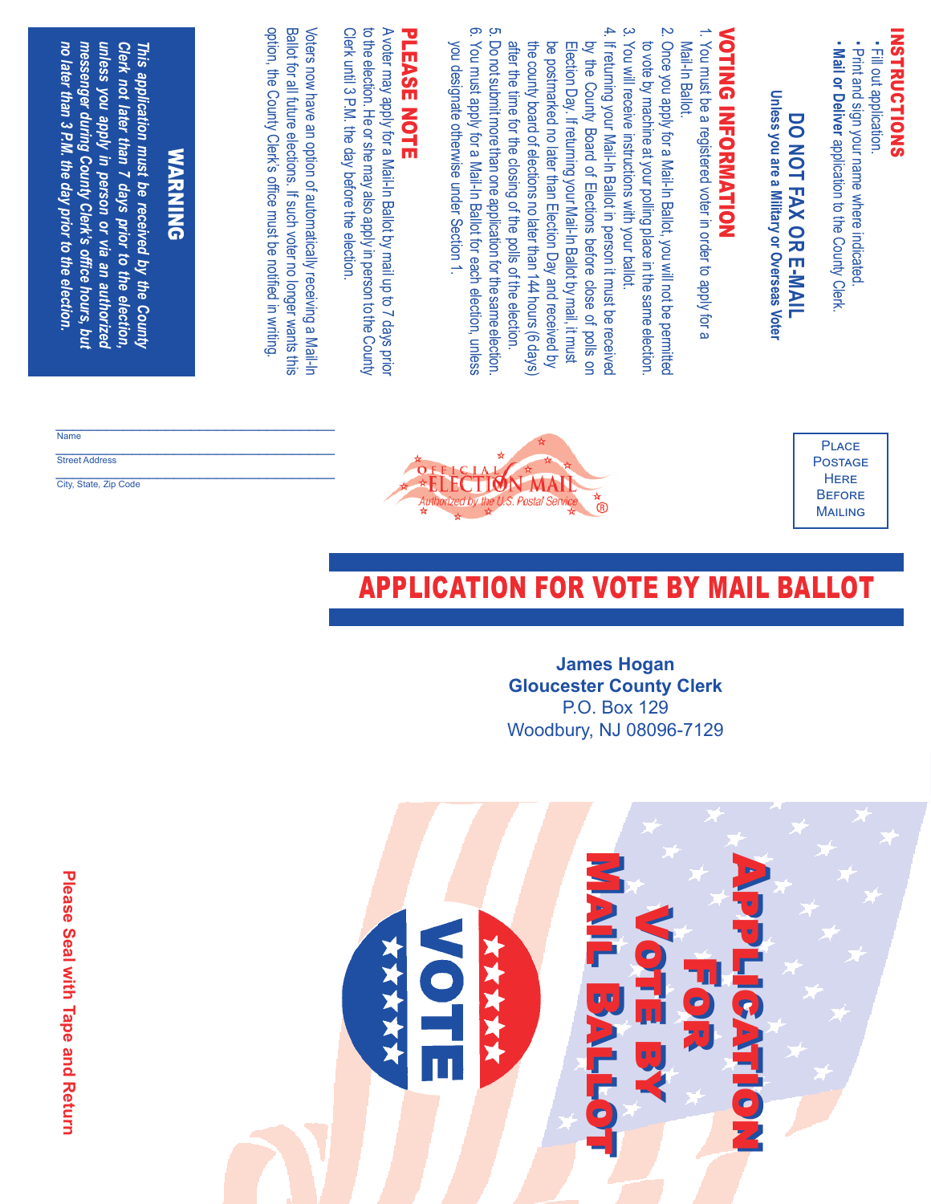## INSTRUCTIONS

- Fill out application.
- Print and sign your name where indicated.
- **Mail or Deliver** application to the County Clerk.

## DO NOT FAX OR E-MAIL

**Unless you are a Military or Overseas Voter**

## VOTING INFORMATION

1. You must be a registered voter in order to apply for a Mail-In Ballot.
2. Once you apply for a Mail-In Ballot, you will not be permitted to vote by machine at your polling place in the same election.
3. You will receive instructions with your ballot.
4. If returning your Mail-In Ballot in person it must be received by the County Board of Elections before close of polls on Election Day. If returning your Mail-In Ballot by mail, it must be postmarked no later than Election Day and received by the county board of elections no later than 144 hours (6 days) after the time for the closing of the polls of the election.
5. Do not submit more than one application for the same election.
6. You must apply for a Mail-In Ballot for each election, unless you designate otherwise under Section 1.

## PLEASE NOTE

A voter may apply for a Mail-In Ballot by mail up to 7 days prior to the election. He or she may also apply in person to the County Clerk until 3 P.M. the day before the election.

Voters now have an option of automatically receiving a Mail-In Ballot for all future elections. If such voter no longer wants this option, the County Clerk's office must be notified in writing.

## WARNING

***This application must be received by the County Clerk not later than 7 days prior to the election, unless you apply in person or via an authorized messenger during County Clerk's office hours, but no later than 3 P.M. the day prior to the election.***

Name

Street Address

City, State, Zip Code

OFFICIAL ELECTION MAIL
Authorized by the U.S. Postal Service ®

PLACE POSTAGE HERE BEFORE MAILING

# APPLICATION FOR VOTE BY MAIL BALLOT

**James Hogan**
**Gloucester County Clerk**
P.O. Box 129
Woodbury, NJ 08096-7129

APPLICATION FOR VOTE BY MAIL BALLOT

VOTE

**Please Seal with Tape and Return**